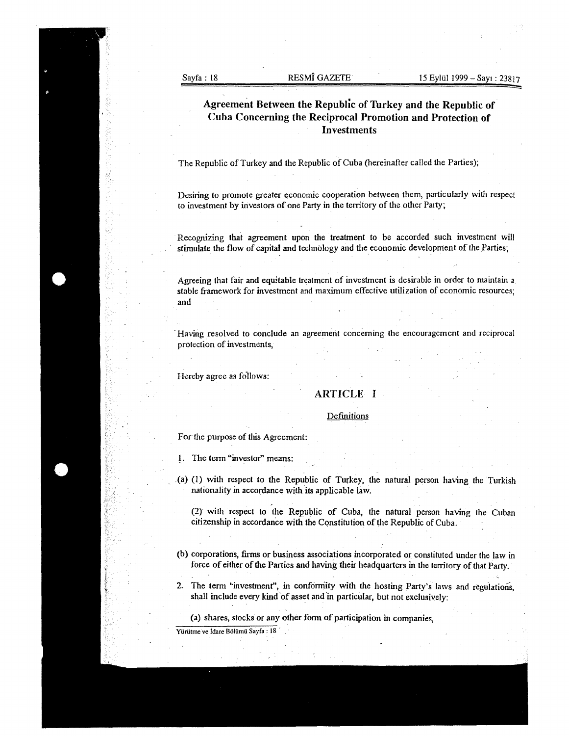# Agreement Between the Republic of Turkey and the Republic of Cuba Concerning the Reciprocal Promotion and Protection of Investments

The Republic of Turkey and the Republic of Cuba (hereinafter called the Parties);

Desiring to promote greater economic cooperation between them, particularly with respect to investment by investors of one Party in the territory of the other Party;

Recognizing that agreement upon the treatment to be accorded such investment will stimulate the flow of capital and technology and the economic development of the Parties;

Agreeing that fair and equitable treatment of investment is desirable in order to maintain a stable framework for investment and maximum effective utilization of economic resources; and

Having resolved to conclude an agreement concerning the encouragement and reciprocal protection of investments,

Hereby agree as follows:

## ARTICLE I

### Definitions

For the purpose of this Agreement:

1. The term "investor" means:

(a) (1) with respect to the Republic of Turkey, the natural person having the Turkish nationality in accordance with its applicable law.

(2) with respect to the Republic of Cuba, the natural person having the Cuban citizenship in accordance with the Constitution of the Republic of Cuba.

(b) corporations, firms or business associations incorporated or constituted under the law in force of either of the Parties and having their headquarters in the territory of that Party.

2. The term "investment", in conformity with the hosting Party's laws and regulations, shall include every kind of asset and in particular, but not exclusively:

(a) shares, stocks or any other form of participation in companies,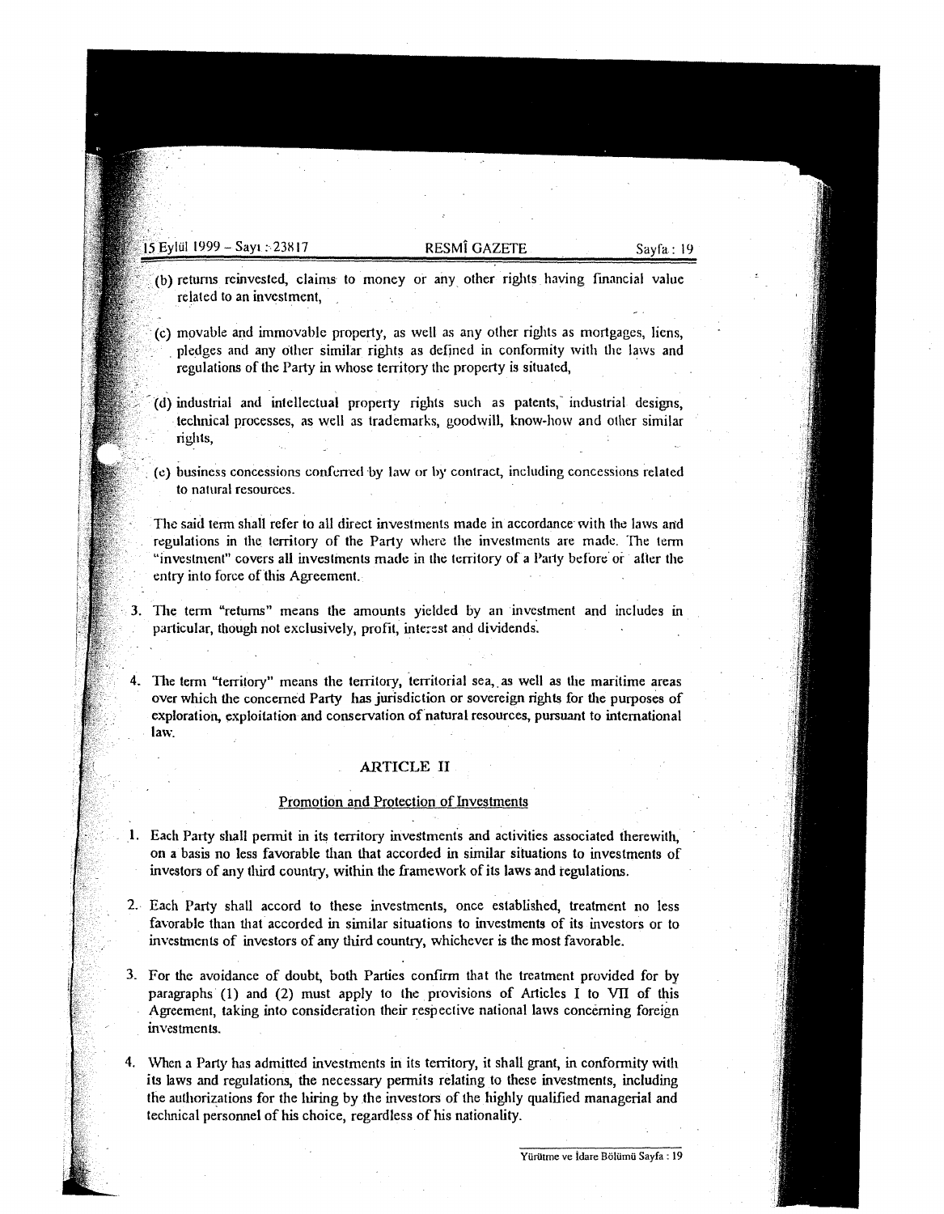(b) returns reinvested, claims to money or any other rights having financial value related to an investment,

(c) movable and immovable property, as well as any other rights as mortgages, liens, pledges and any other similar rights as defined in conformity with the laws and regulations of the Party in whose territory the property is situated,

(d) industrial and intellectual property rights such as patents, industrial designs, technical processes, as well as trademarks, goodwill, know-how and other similar rights,

(e) business concessions conferred by law or by contract, including concessions related to natural resources.

The said term shall refer to all direct investments made in accordance with the laws and regulations in the territory of the Party where the investments are made. The term "investment" covers all investments made in the territory of a Party before or after the entry into force of this Agreement.

3. The term "returns" means the amounts yielded by an investment and includes in particular, though not exclusively, profit, interest and dividends.

4. The term "territory" means the territory, territorial sea, as well as the maritime areas over which the concerned Party has jurisdiction or sovereign rights for the purposes of exploration, exploitation and conservation of natural resources, pursuant to international law.

## ARTICLE II

### Promotion and Protection of Investments

1. Each Party shall permit in its territory investments and activities associated therewith, on a basis no less favorable than that accorded in similar situations to investments of investors of any third country, within the framework of its laws and regulations.

2. Each Party shall accord to these investments, once established, treatment no less favorable than that accorded in similar situations to investments of its investors or to investments of investors of any third country, whichever is the most favorable.

3. For the avoidance of doubt, both Parties confirm that the treatment provided for by paragraphs (1) and (2) must apply to the provisions of Articles I to VII of this Agreement, taking into consideration their respective national laws concerning foreign investments.

4. When a Party has admitted investments in its territory, it shall grant, in conformity with its laws and regulations, the necessary permits relating to these investments, including the authorizations for the hiring by the investors of the highly qualified managerial and technical personnel of his choice, regardless of his nationality.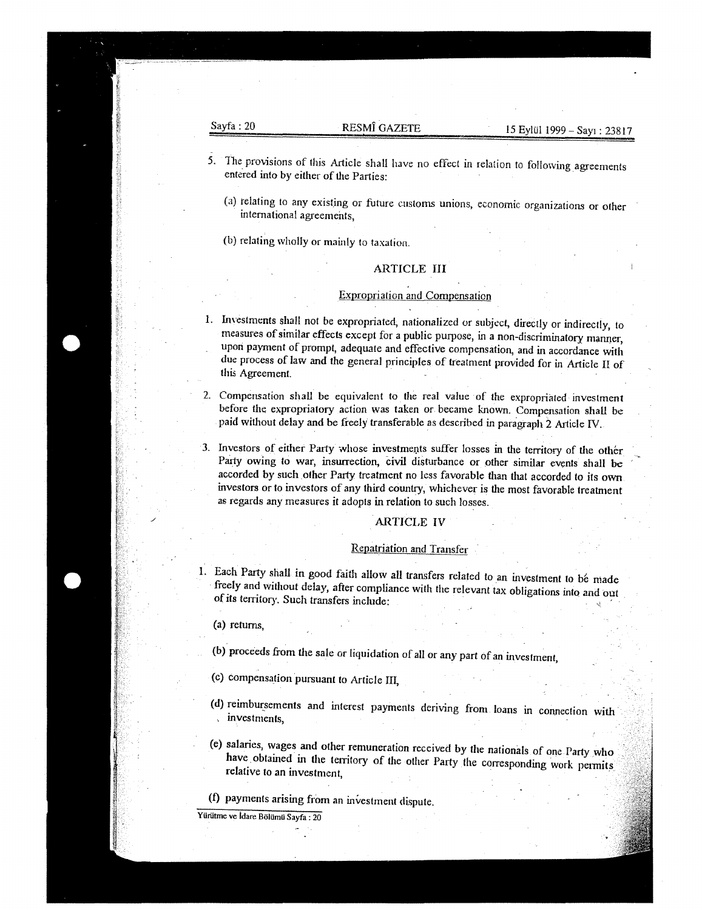5. The provisions of this Article shall have no effect in relation to following agreements entered into by either of the Parties:

   (a) relating to any existing or future customs unions, economic organizations or other international agreements,

   (b) relating wholly or mainly to taxation.

## ARTICLE III

### Expropriation and Compensation

1. Investments shall not be expropriated, nationalized or subject, directly or indirectly, to measures of similar effects except for a public purpose, in a non-discriminatory manner, upon payment of prompt, adequate and effective compensation, and in accordance with due process of law and the general principles of treatment provided for in Article II of this Agreement.

2. Compensation shall be equivalent to the real value of the expropriated investment before the expropriatory action was taken or became known. Compensation shall be paid without delay and be freely transferable as described in paragraph 2 Article IV.

3. Investors of either Party whose investments suffer losses in the territory of the other Party owing to war, insurrection, civil disturbance or other similar events shall be accorded by such other Party treatment no less favorable than that accorded to its own investors or to investors of any third country, whichever is the most favorable treatment as regards any measures it adopts in relation to such losses.

## ARTICLE IV

### Repatriation and Transfer

1. Each Party shall in good faith allow all transfers related to an investment to be made freely and without delay, after compliance with the relevant tax obligations into and out of its territory. Such transfers include:

   (a) returns,

   (b) proceeds from the sale or liquidation of all or any part of an investment,

   (c) compensation pursuant to Article III,

   (d) reimbursements and interest payments deriving from loans in connection with investments,

   (e) salaries, wages and other remuneration received by the nationals of one Party who have obtained in the territory of the other Party the corresponding work permits relative to an investment,

   (f) payments arising from an investment dispute.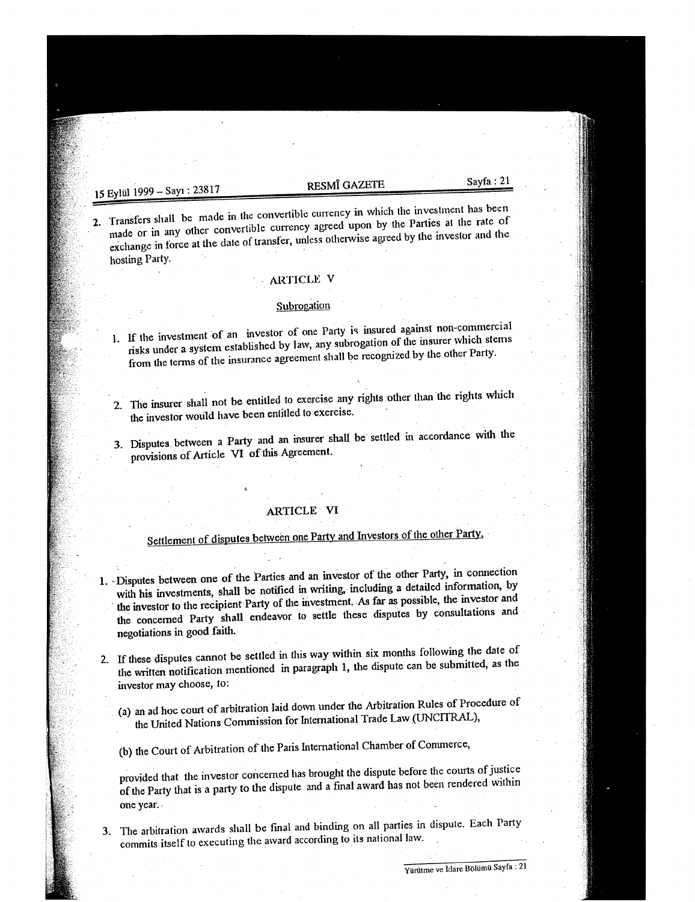2. Transfers shall be made in the convertible currency in which the investment has been made or in any other convertible currency agreed upon by the Parties at the rate of exchange in force at the date of transfer, unless otherwise agreed by the investor and the hosting Party.

## ARTICLE V

### Subrogation

1. If the investment of an investor of one Party is insured against non-commercial risks under a system established by law, any subrogation of the insurer which stems from the terms of the insurance agreement shall be recognized by the other Party.

2. The insurer shall not be entitled to exercise any rights other than the rights which the investor would have been entitled to exercise.

3. Disputes between a Party and an insurer shall be settled in accordance with the provisions of Article VI of this Agreement.

## ARTICLE VI

### Settlement of disputes between one Party and Investors of the other Party.

1. Disputes between one of the Parties and an investor of the other Party, in connection with his investments, shall be notified in writing, including a detailed information, by the investor to the recipient Party of the investment. As far as possible, the investor and the concerned Party shall endeavor to settle these disputes by consultations and negotiations in good faith.

2. If these disputes cannot be settled in this way within six months following the date of the written notification mentioned in paragraph 1, the dispute can be submitted, as the investor may choose, to:

   (a) an ad hoc court of arbitration laid down under the Arbitration Rules of Procedure of the United Nations Commission for International Trade Law (UNCITRAL),

   (b) the Court of Arbitration of the Paris International Chamber of Commerce,

   provided that the investor concerned has brought the dispute before the courts of justice of the Party that is a party to the dispute and a final award has not been rendered within one year.

3. The arbitration awards shall be final and binding on all parties in dispute. Each Party commits itself to executing the award according to its national law.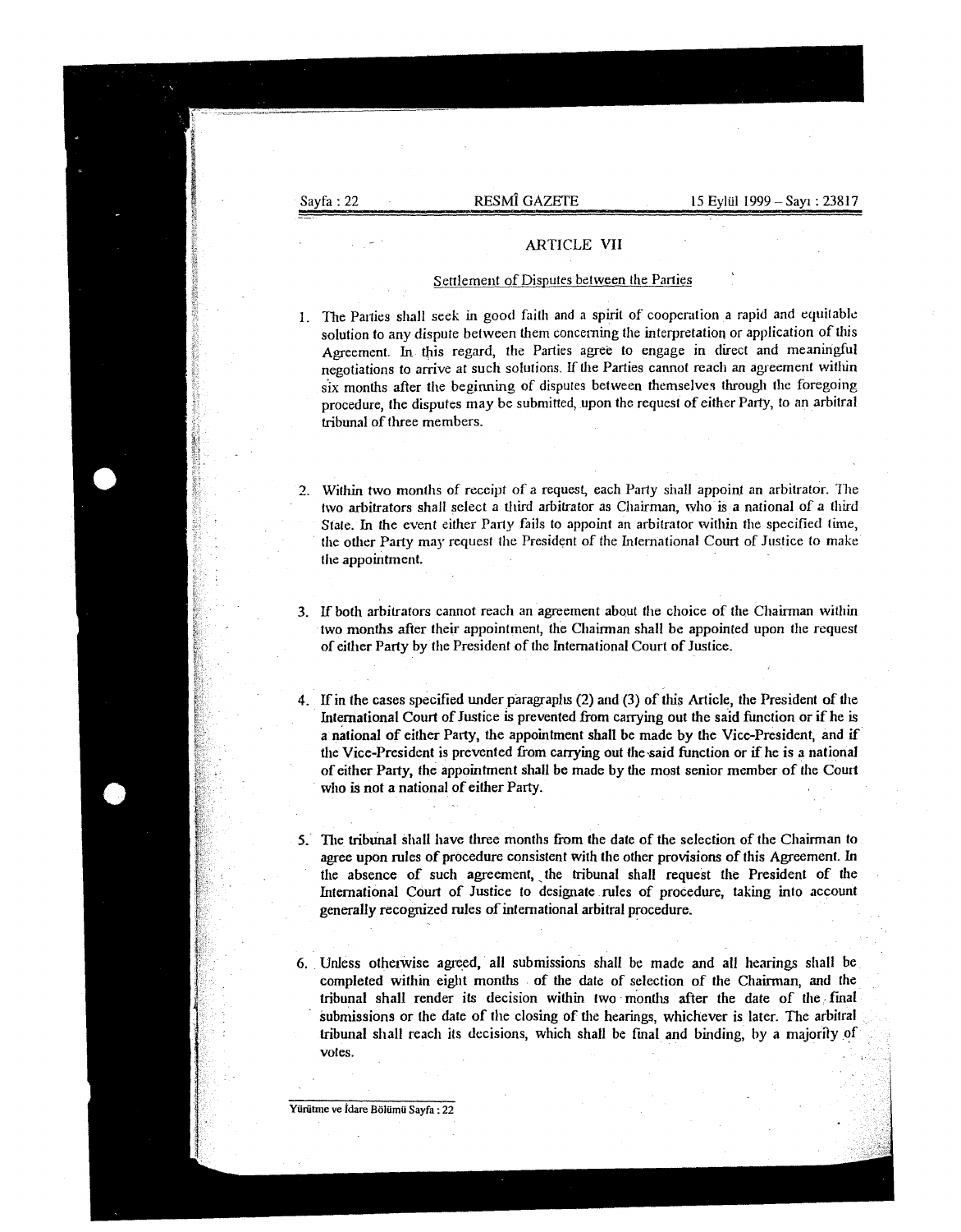## ARTICLE VII

### Settlement of Disputes between the Parties

1. The Parties shall seek in good faith and a spirit of cooperation a rapid and equitable solution to any dispute between them concerning the interpretation or application of this Agreement. In this regard, the Parties agree to engage in direct and meaningful negotiations to arrive at such solutions. If the Parties cannot reach an agreement within six months after the beginning of disputes between themselves through the foregoing procedure, the disputes may be submitted, upon the request of either Party, to an arbitral tribunal of three members.

2. Within two months of receipt of a request, each Party shall appoint an arbitrator. The two arbitrators shall select a third arbitrator as Chairman, who is a national of a third State. In the event either Party fails to appoint an arbitrator within the specified time, the other Party may request the President of the International Court of Justice to make the appointment.

3. If both arbitrators cannot reach an agreement about the choice of the Chairman within two months after their appointment, the Chairman shall be appointed upon the request of either Party by the President of the International Court of Justice.

4. If in the cases specified under paragraphs (2) and (3) of this Article, the President of the International Court of Justice is prevented from carrying out the said function or if he is a national of either Party, the appointment shall be made by the Vice-President, and if the Vice-President is prevented from carrying out the said function or if he is a national of either Party, the appointment shall be made by the most senior member of the Court who is not a national of either Party.

5. The tribunal shall have three months from the date of the selection of the Chairman to agree upon rules of procedure consistent with the other provisions of this Agreement. In the absence of such agreement, the tribunal shall request the President of the International Court of Justice to designate rules of procedure, taking into account generally recognized rules of international arbitral procedure.

6. Unless otherwise agreed, all submissions shall be made and all hearings shall be completed within eight months of the date of selection of the Chairman, and the tribunal shall render its decision within two months after the date of the final submissions or the date of the closing of the hearings, whichever is later. The arbitral tribunal shall reach its decisions, which shall be final and binding, by a majority of votes.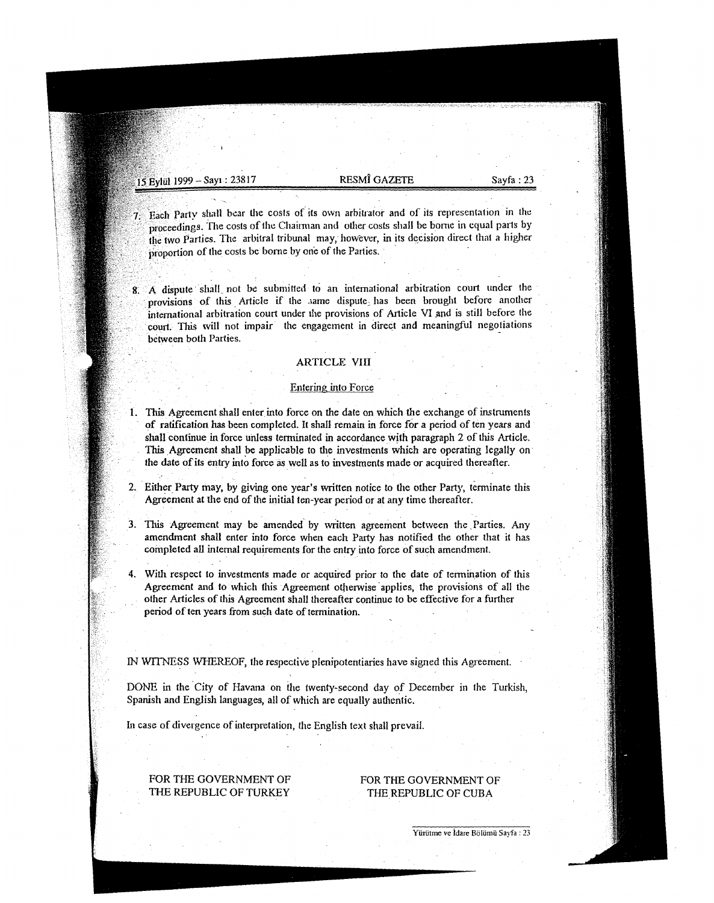7. Each Party shall bear the costs of its own arbitrator and of its representation in the proceedings. The costs of the Chairman and other costs shall be borne in equal parts by the two Parties. The arbitral tribunal may, however, in its decision direct that a higher proportion of the costs be borne by one of the Parties.

8. A dispute shall not be submitted to an international arbitration court under the provisions of this Article if the same dispute has been brought before another international arbitration court under the provisions of Article VI and is still before the court. This will not impair the engagement in direct and meaningful negotiations between both Parties.

## ARTICLE VIII

### Entering into Force

1. This Agreement shall enter into force on the date on which the exchange of instruments of ratification has been completed. It shall remain in force for a period of ten years and shall continue in force unless terminated in accordance with paragraph 2 of this Article. This Agreement shall be applicable to the investments which are operating legally on the date of its entry into force as well as to investments made or acquired thereafter.

2. Either Party may, by giving one year's written notice to the other Party, terminate this Agreement at the end of the initial ten-year period or at any time thereafter.

3. This Agreement may be amended by written agreement between the Parties. Any amendment shall enter into force when each Party has notified the other that it has completed all internal requirements for the entry into force of such amendment.

4. With respect to investments made or acquired prior to the date of termination of this Agreement and to which this Agreement otherwise applies, the provisions of all the other Articles of this Agreement shall thereafter continue to be effective for a further period of ten years from such date of termination.

IN WITNESS WHEREOF, the respective plenipotentiaries have signed this Agreement.

DONE in the City of Havana on the twenty-second day of December in the Turkish, Spanish and English languages, all of which are equally authentic.

In case of divergence of interpretation, the English text shall prevail.

| FOR THE GOVERNMENT OF THE REPUBLIC OF TURKEY | FOR THE GOVERNMENT OF THE REPUBLIC OF CUBA |
| --- | --- |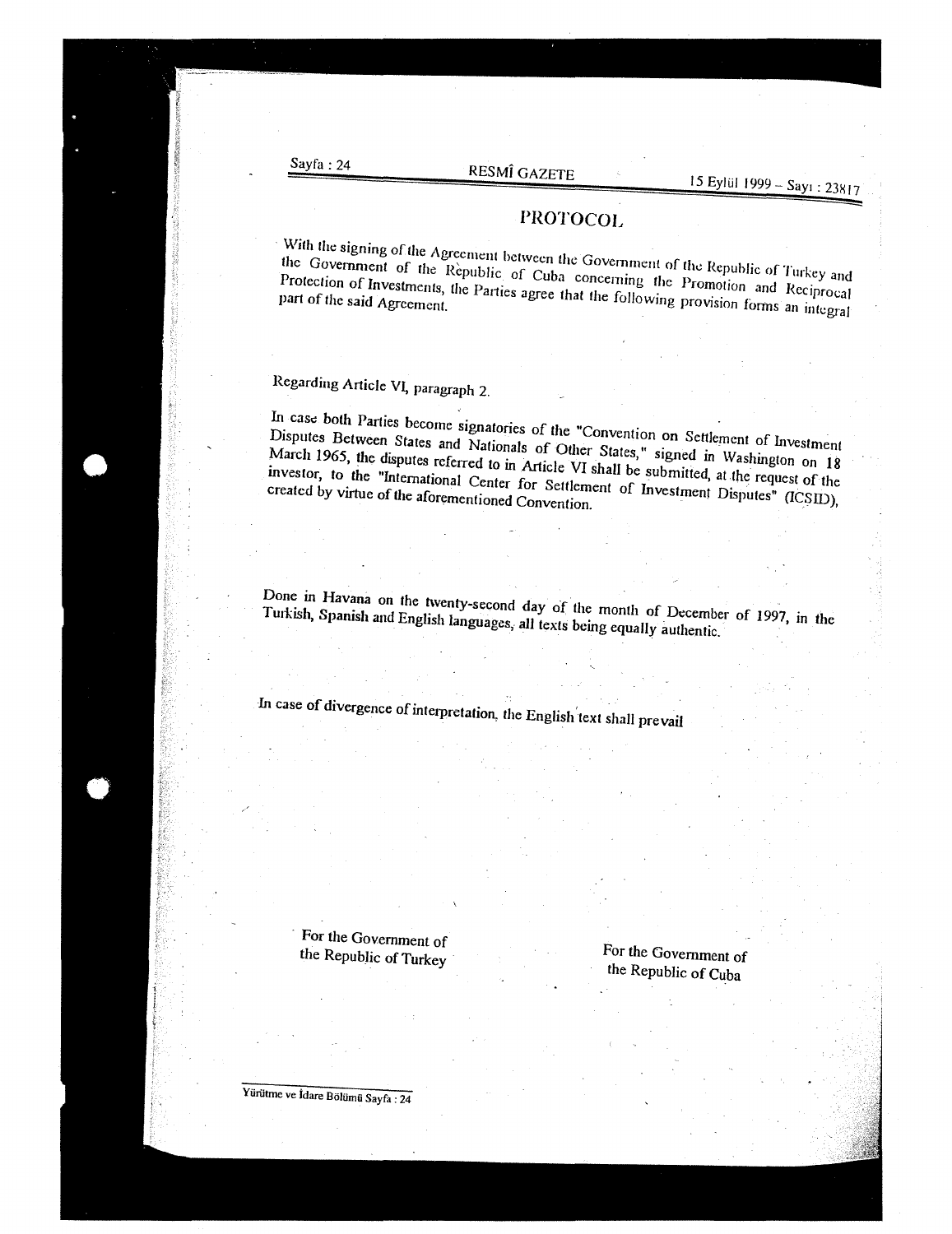# PROTOCOL

With the signing of the Agreement between the Government of the Republic of Turkey and the Government of the Republic of Cuba concerning the Promotion and Reciprocal Protection of Investments, the Parties agree that the following provision forms an integral part of the said Agreement.

Regarding Article VI, paragraph 2.

In case both Parties become signatories of the "Convention on Settlement of Investment Disputes Between States and Nationals of Other States," signed in Washington on 18 March 1965, the disputes referred to in Article VI shall be submitted, at the request of the investor, to the "International Center for Settlement of Investment Disputes" (ICSID), created by virtue of the aforementioned Convention.

Done in Havana on the twenty-second day of the month of December of 1997, in the Turkish, Spanish and English languages, all texts being equally authentic.

In case of divergence of interpretation, the English text shall prevail

| | |
|---|---|
| For the Government of the Republic of Turkey | For the Government of the Republic of Cuba |